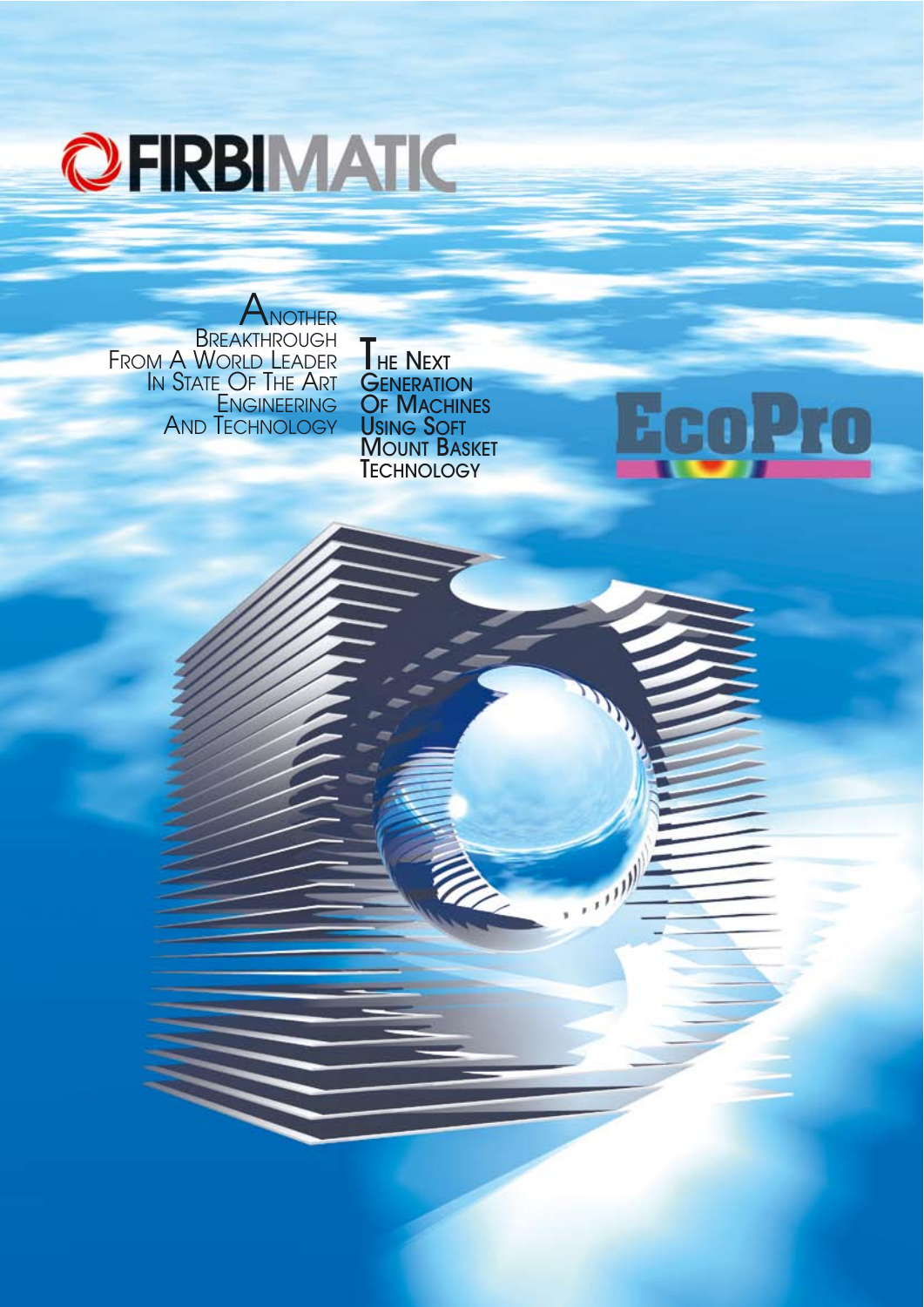# FIRBIMATIC

Another Breakthrough From A World Leader In State Of The Art Engineering And Technology

The Next Generation Of Machines Using Soft Mount Basket Technology

## EcoPro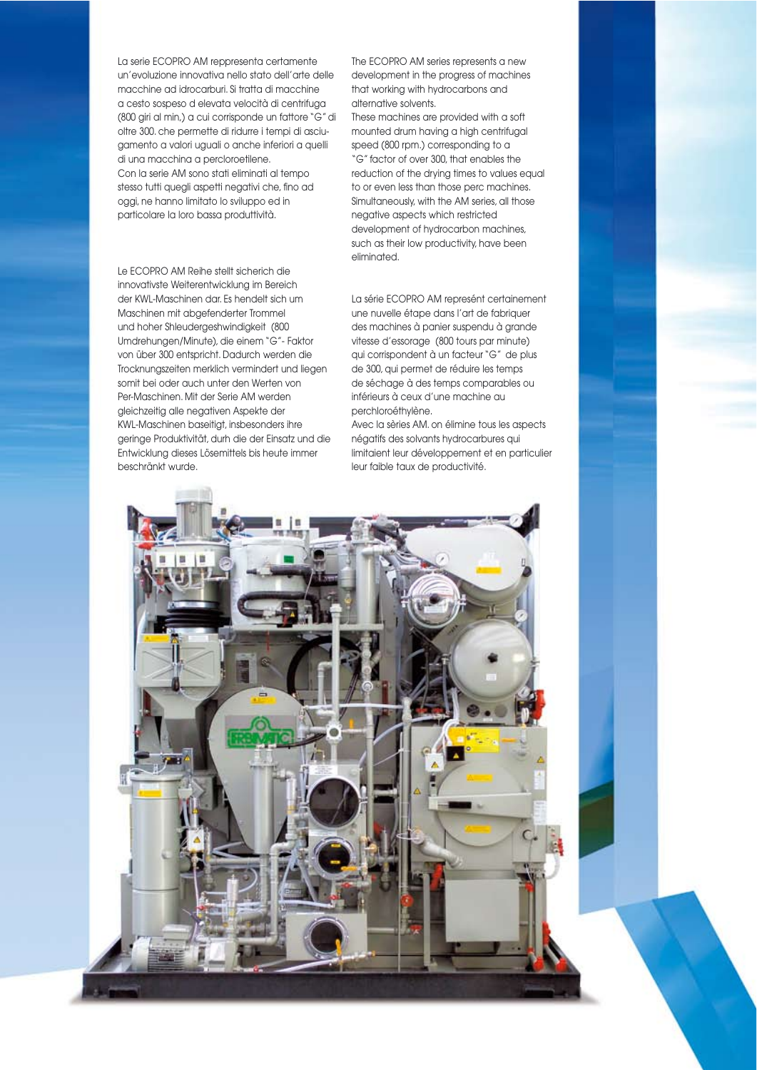La serie ECOPRO AM reppresenta certamente un'evoluzione innovativa nello stato dell'arte delle macchine ad idrocarburi. Si tratta di macchine a cesto sospeso d elevata velocità di centrifuga (800 giri al min,) a cui corrisponde un fattore "G" di oltre 300. che permette di ridurre i tempi di asciugamento a valori uguali o anche inferiori a quelli di una macchina a percloroetilene.
Con la serie AM sono stati eliminati al tempo stesso tutti quegli aspetti negativi che, fino ad oggi, ne hanno limitato lo sviluppo ed in particolare la loro bassa produttività.

Le ECOPRO AM Reihe stellt sicherich die innovativste Weiterentwicklung im Bereich der KWL-Maschinen dar. Es hendelt sich um Maschinen mit abgefenderter Trommel und hoher Shleudergeshwindigkeit (800 Umdrehungen/Minute), die einem "G"- Faktor von über 300 entspricht. Dadurch werden die Trocknungszeiten merklich vermindert und liegen somit bei oder auch unter den Werten von Per-Maschinen. Mit der Serie AM werden gleichzeitig alle negativen Aspekte der KWL-Maschinen baseitigt, insbesonders ihre geringe Produktivität, durh die der Einsatz und die Entwicklung dieses Lösemittels bis heute immer beschränkt wurde.

The ECOPRO AM series represents a new development in the progress of machines that working with hydrocarbons and alternative solvents.
These machines are provided with a soft mounted drum having a high centrifugal speed (800 rpm.) corresponding to a "G" factor of over 300, that enables the reduction of the drying times to values equal to or even less than those perc machines.
Simultaneously, with the AM series, all those negative aspects which restricted development of hydrocarbon machines, such as their low productivity, have been eliminated.

La série ECOPRO AM represént certainement une nuvelle étape dans l'art de fabriquer des machines à panier suspendu à grande vitesse d'essorage (800 tours par minute) qui corrispondent à un facteur "G" de plus de 300, qui permet de réduire les temps de séchage à des temps comparables ou inférieurs à ceux d'une machine au perchloroéthylène.
Avec la sèries AM. on élimine tous les aspects négatifs des solvants hydrocarbures qui limitaient leur développement et en particulier leur faible taux de productivité.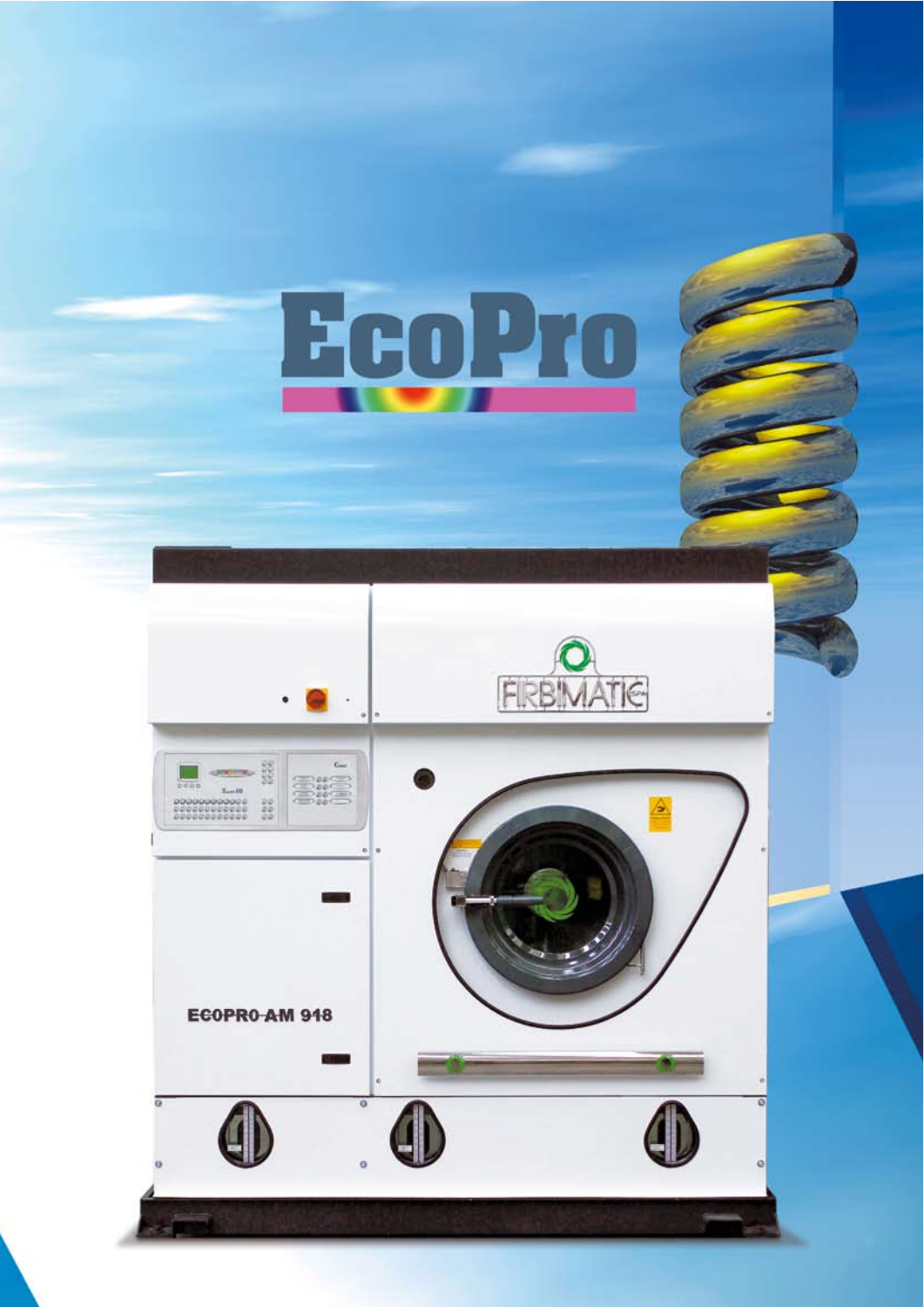# EcoPro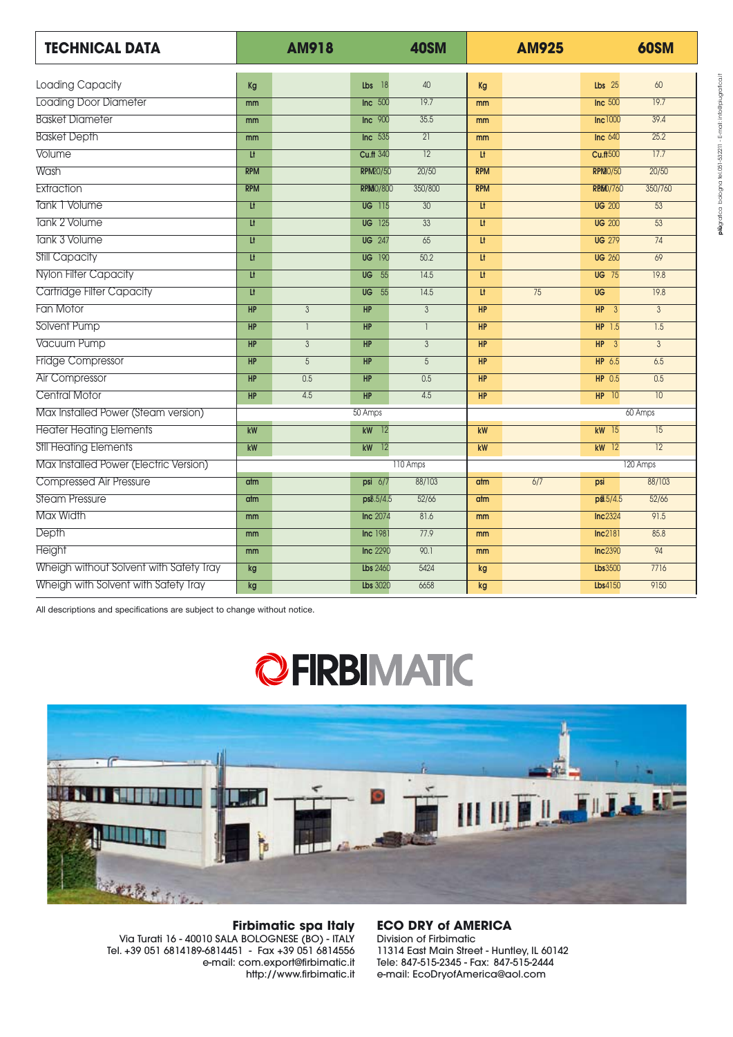| TECHNICAL DATA | AM918 | | 40SM | | AM925 | | 60SM | |
|---|---|---|---|---|---|---|---|---|
| Loading Capacity | Kg | | Lbs 18 | 40 | Kg | | Lbs 25 | 60 |
| Loading Door Diameter | mm | | Inc 500 | 19.7 | mm | | Inc 500 | 19.7 |
| Basket Diameter | mm | | Inc 900 | 35.5 | mm | | Inc 1000 | 39.4 |
| Basket Depth | mm | | Inc 535 | 21 | mm | | Inc 640 | 25.2 |
| Volume | Lt | | Cu.ft 340 | 12 | Lt | | Cu.ft 500 | 17.7 |
| Wash | RPM | | RPM 20/50 | 20/50 | RPM | | RPM 20/50 | 20/50 |
| Extraction | RPM | | RPM 350/800 | 350/800 | RPM | | RPM 350/760 | 350/760 |
| Tank 1 Volume | Lt | | UG 115 | 30 | Lt | | UG 200 | 53 |
| Tank 2 Volume | Lt | | UG 125 | 33 | Lt | | UG 200 | 53 |
| Tank 3 Volume | Lt | | UG 247 | 65 | Lt | | UG 279 | 74 |
| Still Capacity | Lt | | UG 190 | 50.2 | Lt | | UG 260 | 69 |
| Nylon Filter Capacity | Lt | | UG 55 | 14.5 | Lt | | UG 75 | 19.8 |
| Cartridge Filter Capacity | Lt | | UG 55 | 14.5 | Lt | 75 | UG | 19.8 |
| Fan Motor | HP | 3 | HP | 3 | HP | | HP 3 | 3 |
| Solvent Pump | HP | 1 | HP | 1 | HP | | HP 1.5 | 1.5 |
| Vacuum Pump | HP | 3 | HP | 3 | HP | | HP 3 | 3 |
| Fridge Compressor | HP | 5 | HP | 5 | HP | | HP 6.5 | 6.5 |
| Air Compressor | HP | 0.5 | HP | 0.5 | HP | | HP 0.5 | 0.5 |
| Central Motor | HP | 4.5 | HP | 4.5 | HP | | HP 10 | 10 |
| Max Installed Power (Steam version) | 50 Amps | | | | 60 Amps | | | |
| Heater Heating Elements | kW | | kW 12 | | kW | | kW 15 | 15 |
| Still Heating Elements | kW | | kW 12 | | kW | | kW 12 | 12 |
| Max Installed Power (Electric Version) | 110 Amps | | | | 120 Amps | | | |
| Compressed Air Pressure | atm | | psi 6/7 | 88/103 | atm | 6/7 | psi | 88/103 |
| Steam Pressure | atm | | psi 3.5/4.5 | 52/66 | atm | | psi 3.5/4.5 | 52/66 |
| Max Width | mm | | Inc 2074 | 81.6 | mm | | Inc 2324 | 91.5 |
| Depth | mm | | Inc 1981 | 77.9 | mm | | Inc 2181 | 85.8 |
| Height | mm | | Inc 2290 | 90.1 | mm | | Inc 2390 | 94 |
| Wheigh without Solvent with Safety Tray | kg | | Lbs 2460 | 5424 | kg | | Lbs 3500 | 7716 |
| Wheigh with Solvent with Safety Tray | kg | | Lbs 3020 | 6658 | kg | | Lbs 4150 | 9150 |

All descriptions and specifications are subject to change without notice.

FIRBIMATIC

**Firbimatic spa Italy**
Via Turati 16 - 40010 SALA BOLOGNESE (BO) - ITALY
Tel. +39 051 6814189-6814451 - Fax +39 051 6814556
e-mail: com.export@firbimatic.it
http://www.firbimatic.it

**ECO DRY of AMERICA**
Division of Firbimatic
11314 East Main Street - Huntley, IL 60142
Tele: 847-515-2345 - Fax: 847-515-2444
e-mail: EcoDryofAmerica@aol.com